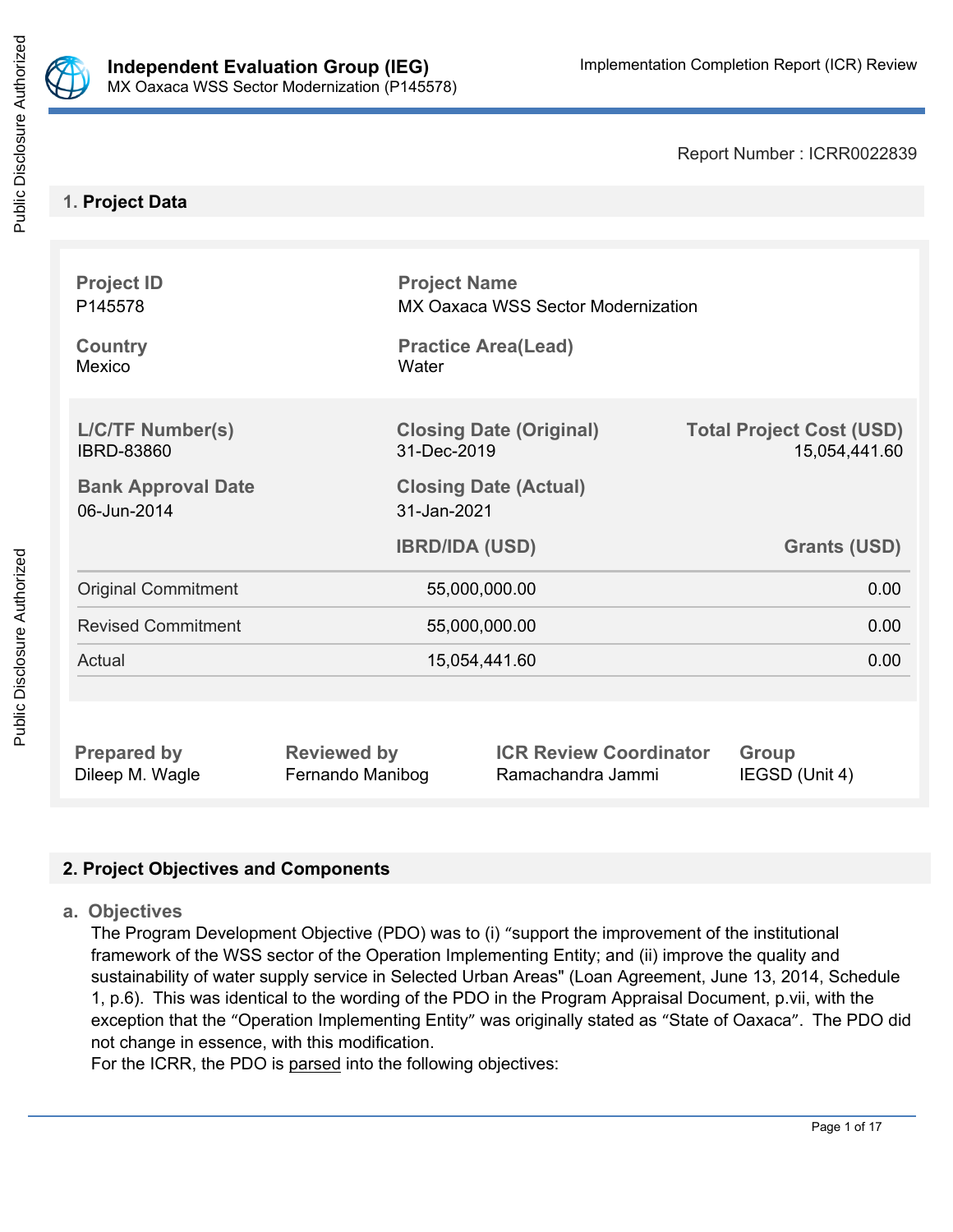# Independent Evaluation Group (IEG)

MX Oaxaca WSS Sector Modernization (P145578)

Implementation Completion Report (ICR) Review

Report Number : ICRR0022839

## 1. Project Data

| Project ID | Project Name |
|---|---|
| P145578 | MX Oaxaca WSS Sector Modernization |
| **Country** | **Practice Area(Lead)** |
| Mexico | Water |

| L/C/TF Number(s) | Closing Date (Original) | Total Project Cost (USD) |
|---|---|---|
| IBRD-83860 | 31-Dec-2019 | 15,054,441.60 |
| **Bank Approval Date** | **Closing Date (Actual)** | |
| 06-Jun-2014 | 31-Jan-2021 | |

| | IBRD/IDA (USD) | Grants (USD) |
|---|---|---|
| Original Commitment | 55,000,000.00 | 0.00 |
| Revised Commitment | 55,000,000.00 | 0.00 |
| Actual | 15,054,441.60 | 0.00 |

| Prepared by | Reviewed by | ICR Review Coordinator | Group |
|---|---|---|---|
| Dileep M. Wagle | Fernando Manibog | Ramachandra Jammi | IEGSD (Unit 4) |

## 2. Project Objectives and Components

### a. Objectives

The Program Development Objective (PDO) was to (i) “support the improvement of the institutional framework of the WSS sector of the Operation Implementing Entity; and (ii) improve the quality and sustainability of water supply service in Selected Urban Areas" (Loan Agreement, June 13, 2014, Schedule 1, p.6). This was identical to the wording of the PDO in the Program Appraisal Document, p.vii, with the exception that the “Operation Implementing Entity” was originally stated as “State of Oaxaca”. The PDO did not change in essence, with this modification.

For the ICRR, the PDO is parsed into the following objectives: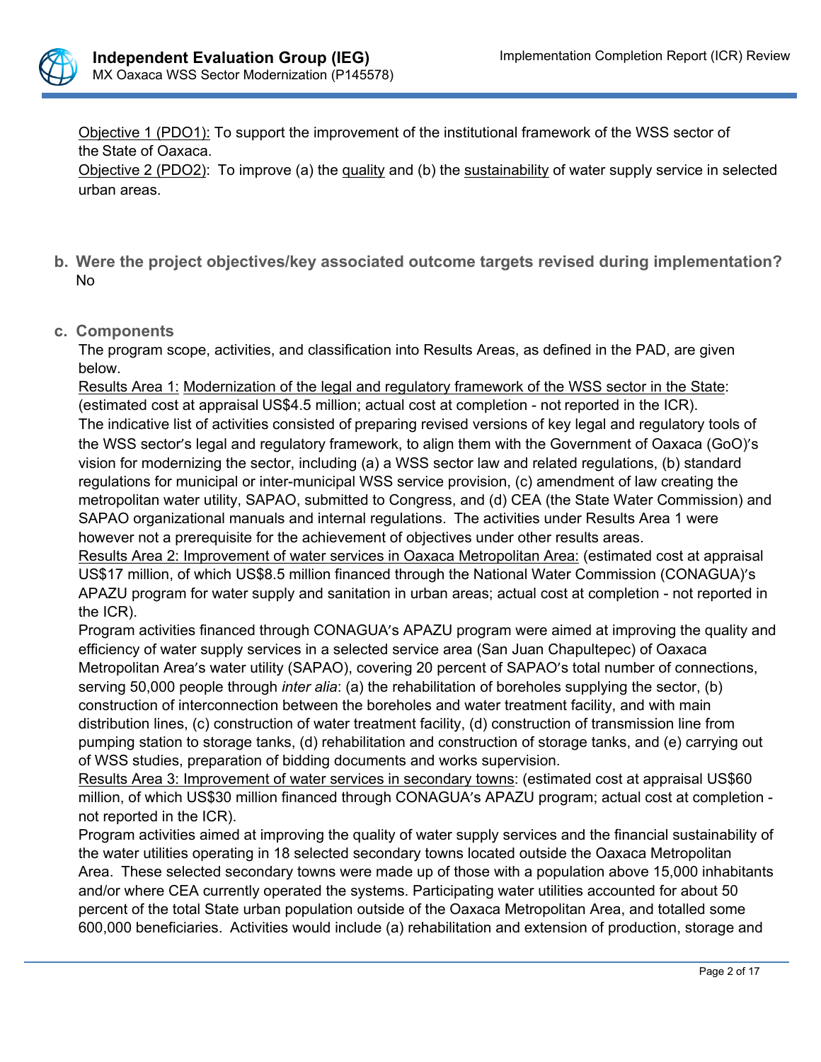Objective 1 (PDO1): To support the improvement of the institutional framework of the WSS sector of the State of Oaxaca.
Objective 2 (PDO2): To improve (a) the quality and (b) the sustainability of water supply service in selected urban areas.

**b. Were the project objectives/key associated outcome targets revised during implementation?**
No

**c. Components**

The program scope, activities, and classification into Results Areas, as defined in the PAD, are given below.

Results Area 1: Modernization of the legal and regulatory framework of the WSS sector in the State: (estimated cost at appraisal US$4.5 million; actual cost at completion - not reported in the ICR).

The indicative list of activities consisted of preparing revised versions of key legal and regulatory tools of the WSS sector's legal and regulatory framework, to align them with the Government of Oaxaca (GoO)'s vision for modernizing the sector, including (a) a WSS sector law and related regulations, (b) standard regulations for municipal or inter-municipal WSS service provision, (c) amendment of law creating the metropolitan water utility, SAPAO, submitted to Congress, and (d) CEA (the State Water Commission) and SAPAO organizational manuals and internal regulations. The activities under Results Area 1 were however not a prerequisite for the achievement of objectives under other results areas.

Results Area 2: Improvement of water services in Oaxaca Metropolitan Area: (estimated cost at appraisal US$17 million, of which US$8.5 million financed through the National Water Commission (CONAGUA)'s APAZU program for water supply and sanitation in urban areas; actual cost at completion - not reported in the ICR).

Program activities financed through CONAGUA's APAZU program were aimed at improving the quality and efficiency of water supply services in a selected service area (San Juan Chapultepec) of Oaxaca Metropolitan Area's water utility (SAPAO), covering 20 percent of SAPAO's total number of connections, serving 50,000 people through *inter alia*: (a) the rehabilitation of boreholes supplying the sector, (b) construction of interconnection between the boreholes and water treatment facility, and with main distribution lines, (c) construction of water treatment facility, (d) construction of transmission line from pumping station to storage tanks, (d) rehabilitation and construction of storage tanks, and (e) carrying out of WSS studies, preparation of bidding documents and works supervision.

Results Area 3: Improvement of water services in secondary towns: (estimated cost at appraisal US$60 million, of which US$30 million financed through CONAGUA's APAZU program; actual cost at completion - not reported in the ICR).

Program activities aimed at improving the quality of water supply services and the financial sustainability of the water utilities operating in 18 selected secondary towns located outside the Oaxaca Metropolitan Area. These selected secondary towns were made up of those with a population above 15,000 inhabitants and/or where CEA currently operated the systems. Participating water utilities accounted for about 50 percent of the total State urban population outside of the Oaxaca Metropolitan Area, and totalled some 600,000 beneficiaries. Activities would include (a) rehabilitation and extension of production, storage and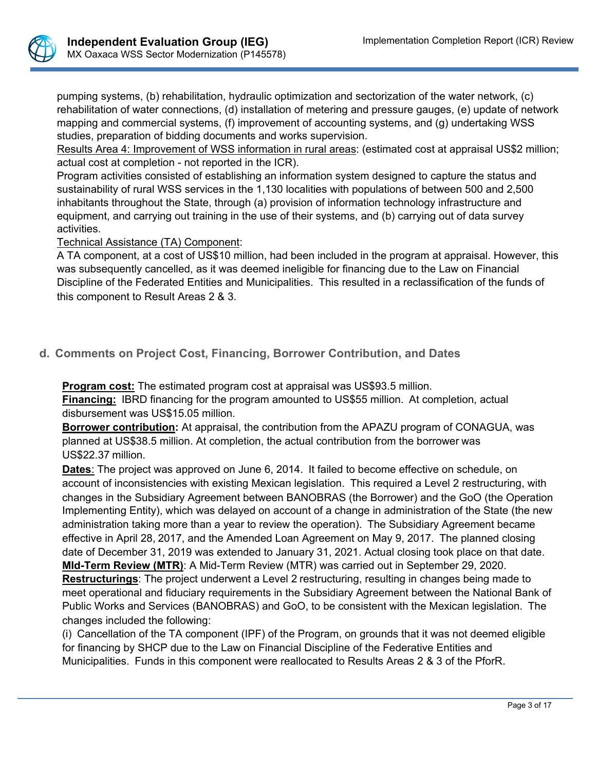pumping systems, (b) rehabilitation, hydraulic optimization and sectorization of the water network, (c) rehabilitation of water connections, (d) installation of metering and pressure gauges, (e) update of network mapping and commercial systems, (f) improvement of accounting systems, and (g) undertaking WSS studies, preparation of bidding documents and works supervision.

Results Area 4: Improvement of WSS information in rural areas: (estimated cost at appraisal US$2 million; actual cost at completion - not reported in the ICR).

Program activities consisted of establishing an information system designed to capture the status and sustainability of rural WSS services in the 1,130 localities with populations of between 500 and 2,500 inhabitants throughout the State, through (a) provision of information technology infrastructure and equipment, and carrying out training in the use of their systems, and (b) carrying out of data survey activities.

Technical Assistance (TA) Component:

A TA component, at a cost of US$10 million, had been included in the program at appraisal. However, this was subsequently cancelled, as it was deemed ineligible for financing due to the Law on Financial Discipline of the Federated Entities and Municipalities. This resulted in a reclassification of the funds of this component to Result Areas 2 & 3.

## d. Comments on Project Cost, Financing, Borrower Contribution, and Dates

**Program cost:** The estimated program cost at appraisal was US$93.5 million.

**Financing:** IBRD financing for the program amounted to US$55 million. At completion, actual disbursement was US$15.05 million.

**Borrower contribution:** At appraisal, the contribution from the APAZU program of CONAGUA, was planned at US$38.5 million. At completion, the actual contribution from the borrower was US$22.37 million.

**Dates**: The project was approved on June 6, 2014. It failed to become effective on schedule, on account of inconsistencies with existing Mexican legislation. This required a Level 2 restructuring, with changes in the Subsidiary Agreement between BANOBRAS (the Borrower) and the GoO (the Operation Implementing Entity), which was delayed on account of a change in administration of the State (the new administration taking more than a year to review the operation). The Subsidiary Agreement became effective in April 28, 2017, and the Amended Loan Agreement on May 9, 2017. The planned closing date of December 31, 2019 was extended to January 31, 2021. Actual closing took place on that date.

**MId-Term Review (MTR)**: A Mid-Term Review (MTR) was carried out in September 29, 2020.

**Restructurings**: The project underwent a Level 2 restructuring, resulting in changes being made to meet operational and fiduciary requirements in the Subsidiary Agreement between the National Bank of Public Works and Services (BANOBRAS) and GoO, to be consistent with the Mexican legislation. The changes included the following:

(i) Cancellation of the TA component (IPF) of the Program, on grounds that it was not deemed eligible for financing by SHCP due to the Law on Financial Discipline of the Federative Entities and Municipalities. Funds in this component were reallocated to Results Areas 2 & 3 of the PforR.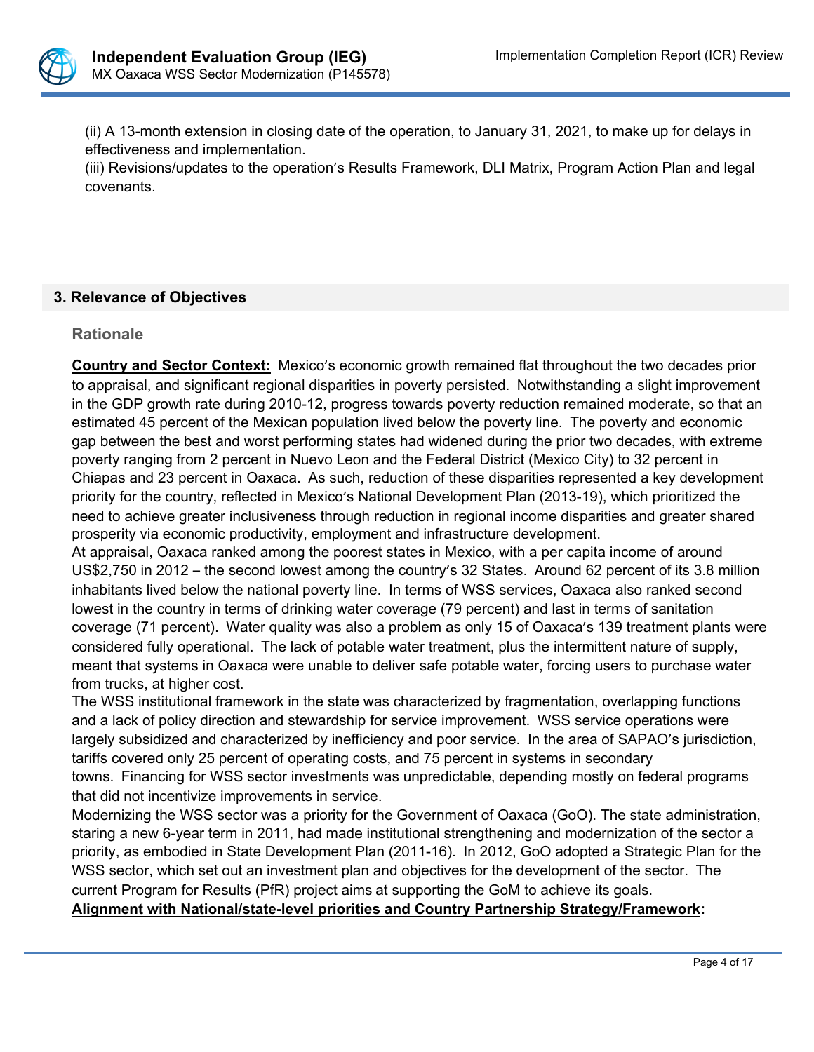(ii) A 13-month extension in closing date of the operation, to January 31, 2021, to make up for delays in effectiveness and implementation.
(iii) Revisions/updates to the operation's Results Framework, DLI Matrix, Program Action Plan and legal covenants.

## 3. Relevance of Objectives

### Rationale

**Country and Sector Context:** Mexico's economic growth remained flat throughout the two decades prior to appraisal, and significant regional disparities in poverty persisted. Notwithstanding a slight improvement in the GDP growth rate during 2010-12, progress towards poverty reduction remained moderate, so that an estimated 45 percent of the Mexican population lived below the poverty line. The poverty and economic gap between the best and worst performing states had widened during the prior two decades, with extreme poverty ranging from 2 percent in Nuevo Leon and the Federal District (Mexico City) to 32 percent in Chiapas and 23 percent in Oaxaca. As such, reduction of these disparities represented a key development priority for the country, reflected in Mexico's National Development Plan (2013-19), which prioritized the need to achieve greater inclusiveness through reduction in regional income disparities and greater shared prosperity via economic productivity, employment and infrastructure development.

At appraisal, Oaxaca ranked among the poorest states in Mexico, with a per capita income of around US$2,750 in 2012 – the second lowest among the country's 32 States. Around 62 percent of its 3.8 million inhabitants lived below the national poverty line. In terms of WSS services, Oaxaca also ranked second lowest in the country in terms of drinking water coverage (79 percent) and last in terms of sanitation coverage (71 percent). Water quality was also a problem as only 15 of Oaxaca's 139 treatment plants were considered fully operational. The lack of potable water treatment, plus the intermittent nature of supply, meant that systems in Oaxaca were unable to deliver safe potable water, forcing users to purchase water from trucks, at higher cost.

The WSS institutional framework in the state was characterized by fragmentation, overlapping functions and a lack of policy direction and stewardship for service improvement. WSS service operations were largely subsidized and characterized by inefficiency and poor service. In the area of SAPAO's jurisdiction, tariffs covered only 25 percent of operating costs, and 75 percent in systems in secondary towns. Financing for WSS sector investments was unpredictable, depending mostly on federal programs that did not incentivize improvements in service.

Modernizing the WSS sector was a priority for the Government of Oaxaca (GoO). The state administration, staring a new 6-year term in 2011, had made institutional strengthening and modernization of the sector a priority, as embodied in State Development Plan (2011-16). In 2012, GoO adopted a Strategic Plan for the WSS sector, which set out an investment plan and objectives for the development of the sector. The current Program for Results (PfR) project aims at supporting the GoM to achieve its goals.

**Alignment with National/state-level priorities and Country Partnership Strategy/Framework:**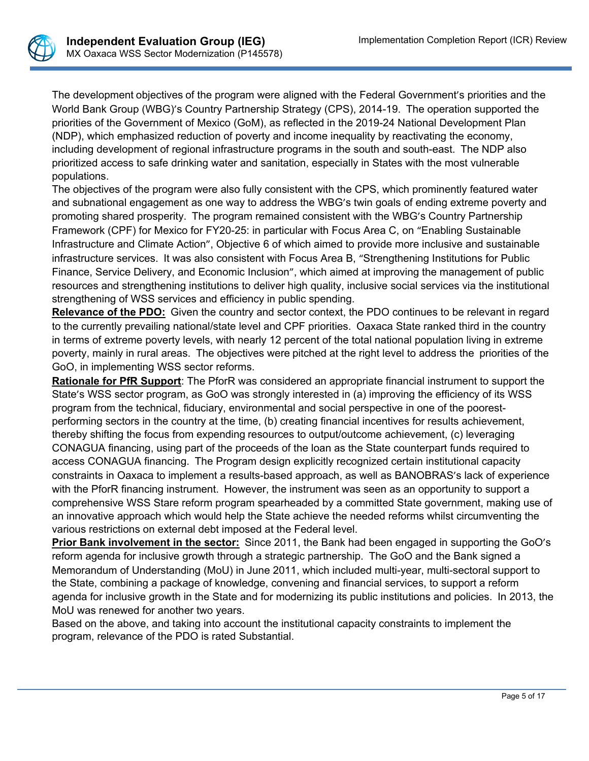The development objectives of the program were aligned with the Federal Government's priorities and the World Bank Group (WBG)'s Country Partnership Strategy (CPS), 2014-19. The operation supported the priorities of the Government of Mexico (GoM), as reflected in the 2019-24 National Development Plan (NDP), which emphasized reduction of poverty and income inequality by reactivating the economy, including development of regional infrastructure programs in the south and south-east. The NDP also prioritized access to safe drinking water and sanitation, especially in States with the most vulnerable populations.

The objectives of the program were also fully consistent with the CPS, which prominently featured water and subnational engagement as one way to address the WBG's twin goals of ending extreme poverty and promoting shared prosperity. The program remained consistent with the WBG's Country Partnership Framework (CPF) for Mexico for FY20-25: in particular with Focus Area C, on "Enabling Sustainable Infrastructure and Climate Action", Objective 6 of which aimed to provide more inclusive and sustainable infrastructure services. It was also consistent with Focus Area B, "Strengthening Institutions for Public Finance, Service Delivery, and Economic Inclusion", which aimed at improving the management of public resources and strengthening institutions to deliver high quality, inclusive social services via the institutional strengthening of WSS services and efficiency in public spending.

**Relevance of the PDO:** Given the country and sector context, the PDO continues to be relevant in regard to the currently prevailing national/state level and CPF priorities. Oaxaca State ranked third in the country in terms of extreme poverty levels, with nearly 12 percent of the total national population living in extreme poverty, mainly in rural areas. The objectives were pitched at the right level to address the priorities of the GoO, in implementing WSS sector reforms.

**Rationale for PfR Support**: The PforR was considered an appropriate financial instrument to support the State's WSS sector program, as GoO was strongly interested in (a) improving the efficiency of its WSS program from the technical, fiduciary, environmental and social perspective in one of the poorest-performing sectors in the country at the time, (b) creating financial incentives for results achievement, thereby shifting the focus from expending resources to output/outcome achievement, (c) leveraging CONAGUA financing, using part of the proceeds of the loan as the State counterpart funds required to access CONAGUA financing. The Program design explicitly recognized certain institutional capacity constraints in Oaxaca to implement a results-based approach, as well as BANOBRAS's lack of experience with the PforR financing instrument. However, the instrument was seen as an opportunity to support a comprehensive WSS Stare reform program spearheaded by a committed State government, making use of an innovative approach which would help the State achieve the needed reforms whilst circumventing the various restrictions on external debt imposed at the Federal level.

**Prior Bank involvement in the sector:** Since 2011, the Bank had been engaged in supporting the GoO's reform agenda for inclusive growth through a strategic partnership. The GoO and the Bank signed a Memorandum of Understanding (MoU) in June 2011, which included multi-year, multi-sectoral support to the State, combining a package of knowledge, convening and financial services, to support a reform agenda for inclusive growth in the State and for modernizing its public institutions and policies. In 2013, the MoU was renewed for another two years.

Based on the above, and taking into account the institutional capacity constraints to implement the program, relevance of the PDO is rated Substantial.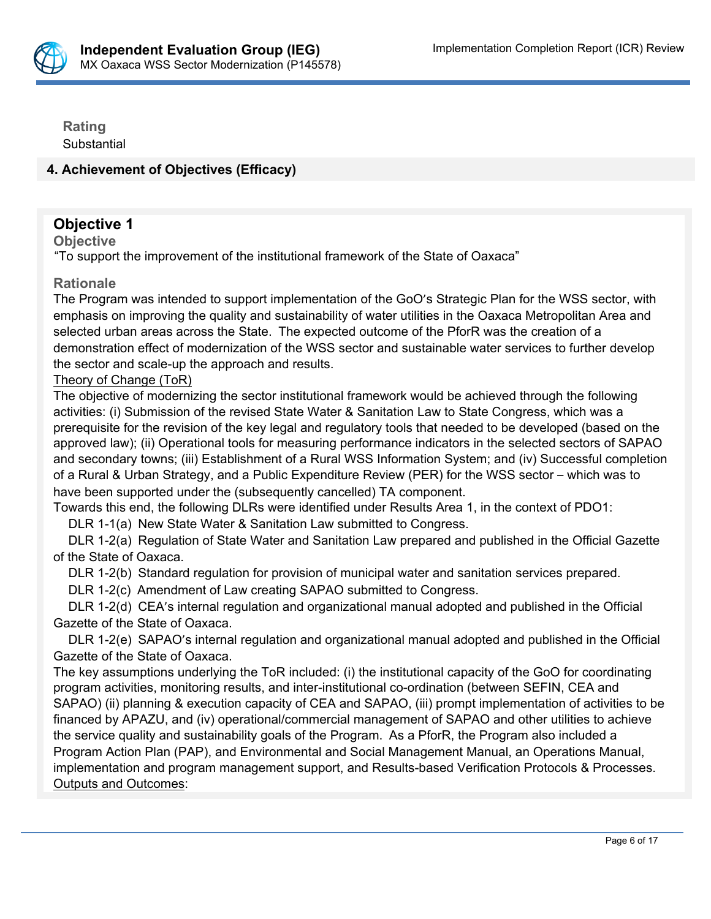**Rating**
Substantial

## 4. Achievement of Objectives (Efficacy)

### Objective 1

**Objective**
“To support the improvement of the institutional framework of the State of Oaxaca”

**Rationale**
The Program was intended to support implementation of the GoO’s Strategic Plan for the WSS sector, with emphasis on improving the quality and sustainability of water utilities in the Oaxaca Metropolitan Area and selected urban areas across the State. The expected outcome of the PforR was the creation of a demonstration effect of modernization of the WSS sector and sustainable water services to further develop the sector and scale-up the approach and results.

Theory of Change (ToR)

The objective of modernizing the sector institutional framework would be achieved through the following activities: (i) Submission of the revised State Water & Sanitation Law to State Congress, which was a prerequisite for the revision of the key legal and regulatory tools that needed to be developed (based on the approved law); (ii) Operational tools for measuring performance indicators in the selected sectors of SAPAO and secondary towns; (iii) Establishment of a Rural WSS Information System; and (iv) Successful completion of a Rural & Urban Strategy, and a Public Expenditure Review (PER) for the WSS sector – which was to have been supported under the (subsequently cancelled) TA component.

Towards this end, the following DLRs were identified under Results Area 1, in the context of PDO1:

DLR 1-1(a) New State Water & Sanitation Law submitted to Congress.

DLR 1-2(a) Regulation of State Water and Sanitation Law prepared and published in the Official Gazette of the State of Oaxaca.

DLR 1-2(b) Standard regulation for provision of municipal water and sanitation services prepared.

DLR 1-2(c) Amendment of Law creating SAPAO submitted to Congress.

DLR 1-2(d) CEA’s internal regulation and organizational manual adopted and published in the Official Gazette of the State of Oaxaca.

DLR 1-2(e) SAPAO’s internal regulation and organizational manual adopted and published in the Official Gazette of the State of Oaxaca.

The key assumptions underlying the ToR included: (i) the institutional capacity of the GoO for coordinating program activities, monitoring results, and inter-institutional co-ordination (between SEFIN, CEA and SAPAO) (ii) planning & execution capacity of CEA and SAPAO, (iii) prompt implementation of activities to be financed by APAZU, and (iv) operational/commercial management of SAPAO and other utilities to achieve the service quality and sustainability goals of the Program. As a PforR, the Program also included a Program Action Plan (PAP), and Environmental and Social Management Manual, an Operations Manual, implementation and program management support, and Results-based Verification Protocols & Processes.

Outputs and Outcomes: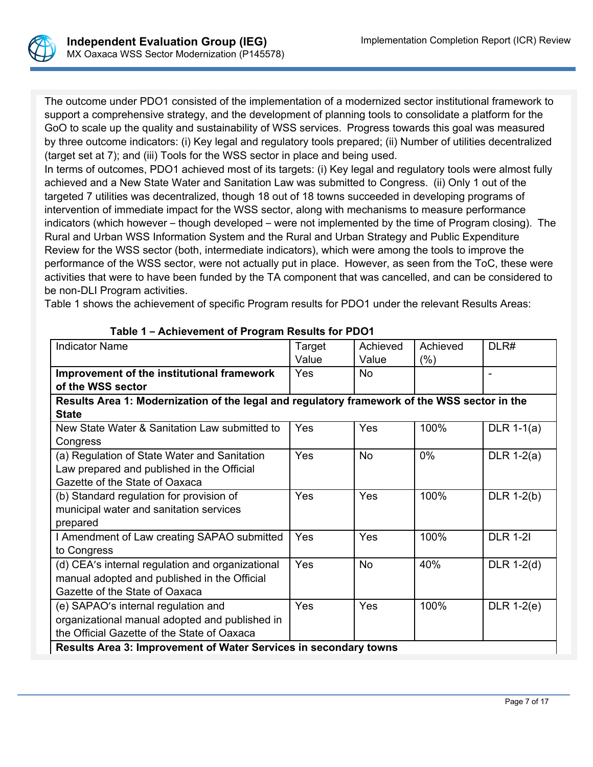The outcome under PDO1 consisted of the implementation of a modernized sector institutional framework to support a comprehensive strategy, and the development of planning tools to consolidate a platform for the GoO to scale up the quality and sustainability of WSS services. Progress towards this goal was measured by three outcome indicators: (i) Key legal and regulatory tools prepared; (ii) Number of utilities decentralized (target set at 7); and (iii) Tools for the WSS sector in place and being used.

In terms of outcomes, PDO1 achieved most of its targets: (i) Key legal and regulatory tools were almost fully achieved and a New State Water and Sanitation Law was submitted to Congress. (ii) Only 1 out of the targeted 7 utilities was decentralized, though 18 out of 18 towns succeeded in developing programs of intervention of immediate impact for the WSS sector, along with mechanisms to measure performance indicators (which however – though developed – were not implemented by the time of Program closing). The Rural and Urban WSS Information System and the Rural and Urban Strategy and Public Expenditure Review for the WSS sector (both, intermediate indicators), which were among the tools to improve the performance of the WSS sector, were not actually put in place. However, as seen from the ToC, these were activities that were to have been funded by the TA component that was cancelled, and can be considered to be non-DLI Program activities.

Table 1 shows the achievement of specific Program results for PDO1 under the relevant Results Areas:

**Table 1 – Achievement of Program Results for PDO1**

| Indicator Name | Target Value | Achieved Value | Achieved (%) | DLR# |
|---|---|---|---|---|
| **Improvement of the institutional framework of the WSS sector** | Yes | No | | - |
| **Results Area 1: Modernization of the legal and regulatory framework of the WSS sector in the State** | | | | |
| New State Water & Sanitation Law submitted to Congress | Yes | Yes | 100% | DLR 1-1(a) |
| (a) Regulation of State Water and Sanitation Law prepared and published in the Official Gazette of the State of Oaxaca | Yes | No | 0% | DLR 1-2(a) |
| (b) Standard regulation for provision of municipal water and sanitation services prepared | Yes | Yes | 100% | DLR 1-2(b) |
| I Amendment of Law creating SAPAO submitted to Congress | Yes | Yes | 100% | DLR 1-2I |
| (d) CEA's internal regulation and organizational manual adopted and published in the Official Gazette of the State of Oaxaca | Yes | No | 40% | DLR 1-2(d) |
| (e) SAPAO's internal regulation and organizational manual adopted and published in the Official Gazette of the State of Oaxaca | Yes | Yes | 100% | DLR 1-2(e) |
| **Results Area 3: Improvement of Water Services in secondary towns** | | | | |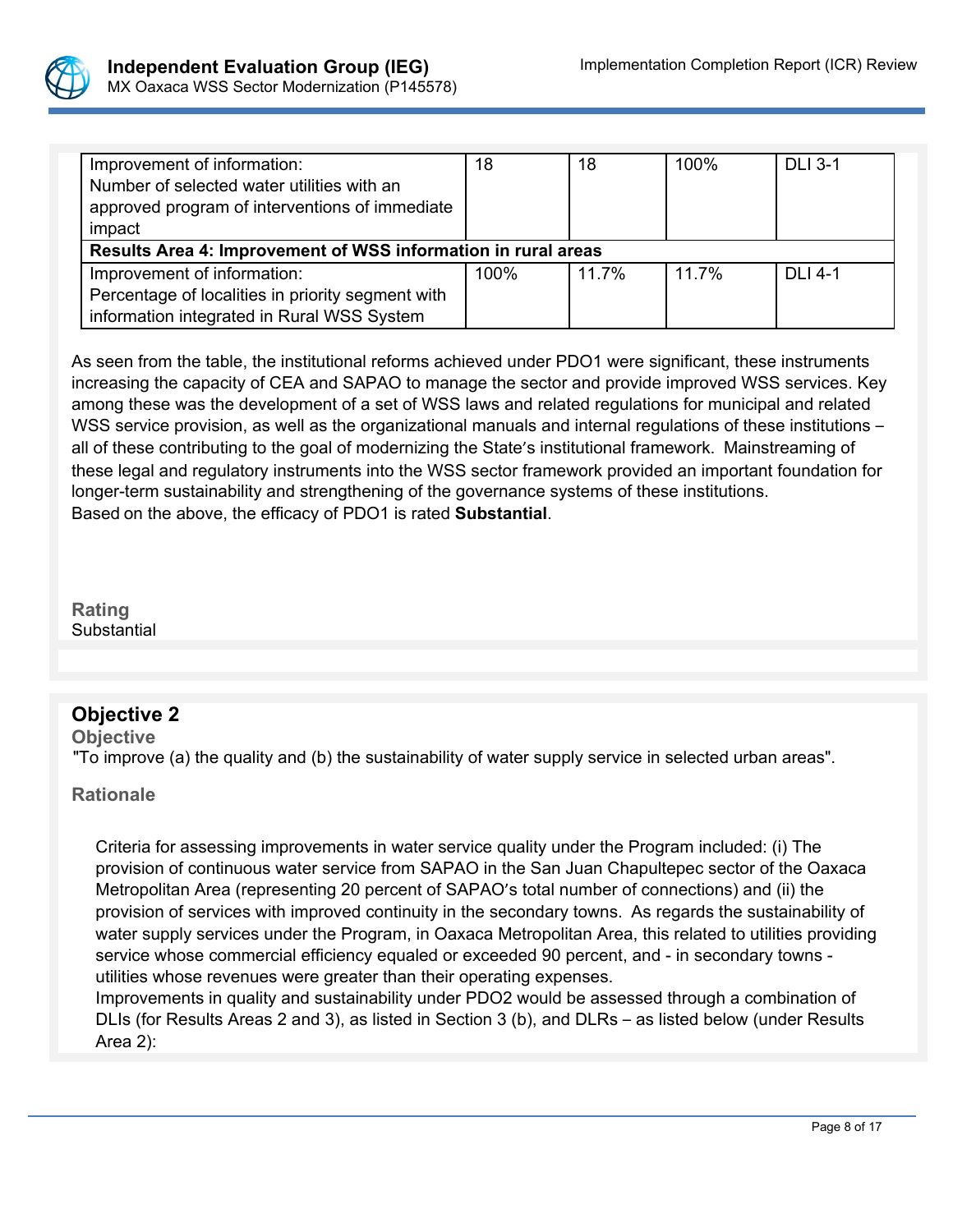| | | | | |
|---|---|---|---|---|
| Improvement of information: Number of selected water utilities with an approved program of interventions of immediate impact | 18 | 18 | 100% | DLI 3-1 |
| **Results Area 4: Improvement of WSS information in rural areas** | | | | |
| Improvement of information: Percentage of localities in priority segment with information integrated in Rural WSS System | 100% | 11.7% | 11.7% | DLI 4-1 |

As seen from the table, the institutional reforms achieved under PDO1 were significant, these instruments increasing the capacity of CEA and SAPAO to manage the sector and provide improved WSS services. Key among these was the development of a set of WSS laws and related regulations for municipal and related WSS service provision, as well as the organizational manuals and internal regulations of these institutions – all of these contributing to the goal of modernizing the State's institutional framework. Mainstreaming of these legal and regulatory instruments into the WSS sector framework provided an important foundation for longer-term sustainability and strengthening of the governance systems of these institutions.
Based on the above, the efficacy of PDO1 is rated **Substantial**.

**Rating**
Substantial

## Objective 2

**Objective**
"To improve (a) the quality and (b) the sustainability of water supply service in selected urban areas".

**Rationale**

Criteria for assessing improvements in water service quality under the Program included: (i) The provision of continuous water service from SAPAO in the San Juan Chapultepec sector of the Oaxaca Metropolitan Area (representing 20 percent of SAPAO's total number of connections) and (ii) the provision of services with improved continuity in the secondary towns. As regards the sustainability of water supply services under the Program, in Oaxaca Metropolitan Area, this related to utilities providing service whose commercial efficiency equaled or exceeded 90 percent, and - in secondary towns - utilities whose revenues were greater than their operating expenses.
Improvements in quality and sustainability under PDO2 would be assessed through a combination of DLIs (for Results Areas 2 and 3), as listed in Section 3 (b), and DLRs – as listed below (under Results Area 2):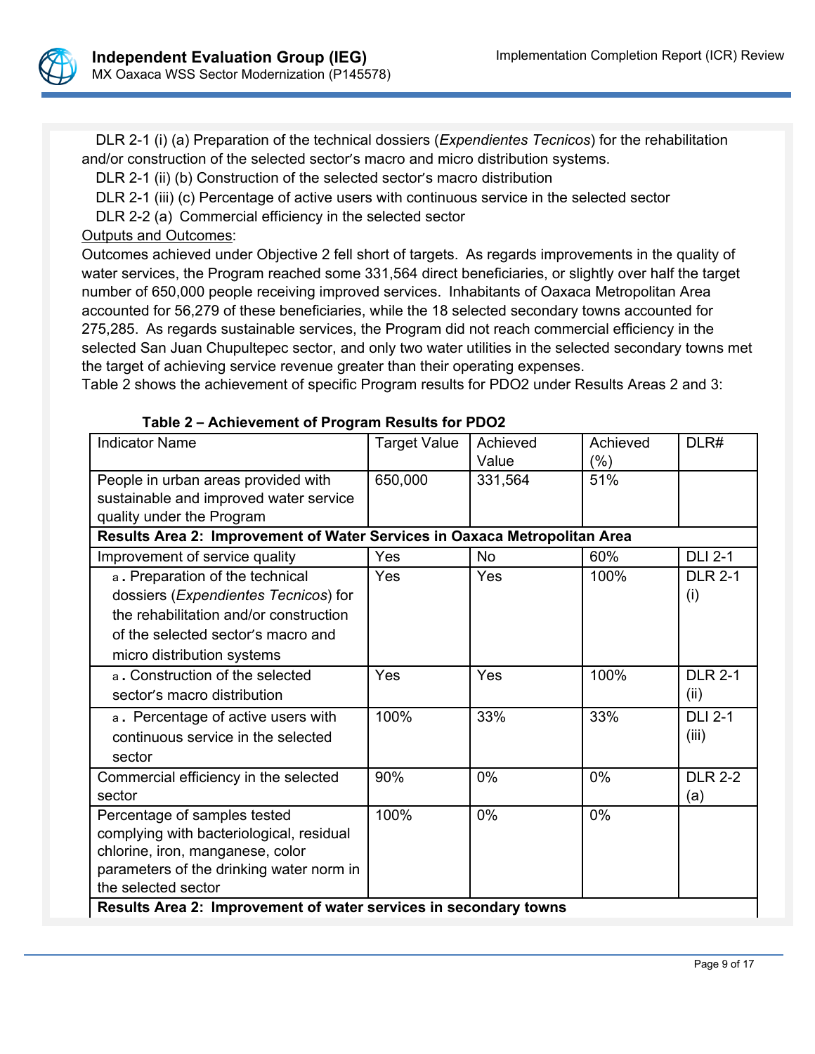DLR 2-1 (i) (a) Preparation of the technical dossiers (*Expendientes Tecnicos*) for the rehabilitation and/or construction of the selected sector's macro and micro distribution systems.

DLR 2-1 (ii) (b) Construction of the selected sector's macro distribution

DLR 2-1 (iii) (c) Percentage of active users with continuous service in the selected sector

DLR 2-2 (a) Commercial efficiency in the selected sector

Outputs and Outcomes:

Outcomes achieved under Objective 2 fell short of targets. As regards improvements in the quality of water services, the Program reached some 331,564 direct beneficiaries, or slightly over half the target number of 650,000 people receiving improved services. Inhabitants of Oaxaca Metropolitan Area accounted for 56,279 of these beneficiaries, while the 18 selected secondary towns accounted for 275,285. As regards sustainable services, the Program did not reach commercial efficiency in the selected San Juan Chupultepec sector, and only two water utilities in the selected secondary towns met the target of achieving service revenue greater than their operating expenses.

Table 2 shows the achievement of specific Program results for PDO2 under Results Areas 2 and 3:

**Table 2 – Achievement of Program Results for PDO2**

| Indicator Name | Target Value | Achieved Value | Achieved (%) | DLR# |
|---|---|---|---|---|
| People in urban areas provided with sustainable and improved water service quality under the Program | 650,000 | 331,564 | 51% | |
| **Results Area 2: Improvement of Water Services in Oaxaca Metropolitan Area** | | | | |
| Improvement of service quality | Yes | No | 60% | DLI 2-1 |
| a. Preparation of the technical dossiers (*Expendientes Tecnicos*) for the rehabilitation and/or construction of the selected sector's macro and micro distribution systems | Yes | Yes | 100% | DLR 2-1 (i) |
| a. Construction of the selected sector's macro distribution | Yes | Yes | 100% | DLR 2-1 (ii) |
| a. Percentage of active users with continuous service in the selected sector | 100% | 33% | 33% | DLI 2-1 (iii) |
| Commercial efficiency in the selected sector | 90% | 0% | 0% | DLR 2-2 (a) |
| Percentage of samples tested complying with bacteriological, residual chlorine, iron, manganese, color parameters of the drinking water norm in the selected sector | 100% | 0% | 0% | |
| **Results Area 2: Improvement of water services in secondary towns** | | | | |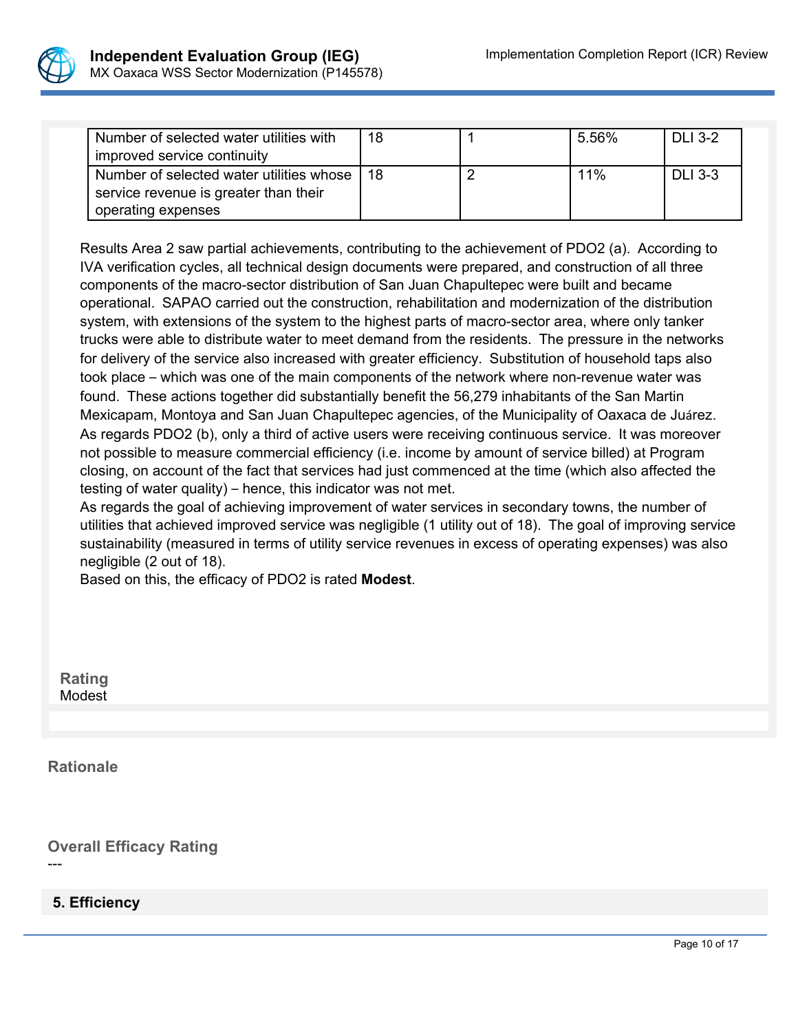| | | | | |
|---|---|---|---|---|
| Number of selected water utilities with improved service continuity | 18 | 1 | 5.56% | DLI 3-2 |
| Number of selected water utilities whose service revenue is greater than their operating expenses | 18 | 2 | 11% | DLI 3-3 |

Results Area 2 saw partial achievements, contributing to the achievement of PDO2 (a). According to IVA verification cycles, all technical design documents were prepared, and construction of all three components of the macro-sector distribution of San Juan Chapultepec were built and became operational. SAPAO carried out the construction, rehabilitation and modernization of the distribution system, with extensions of the system to the highest parts of macro-sector area, where only tanker trucks were able to distribute water to meet demand from the residents. The pressure in the networks for delivery of the service also increased with greater efficiency. Substitution of household taps also took place – which was one of the main components of the network where non-revenue water was found. These actions together did substantially benefit the 56,279 inhabitants of the San Martin Mexicapam, Montoya and San Juan Chapultepec agencies, of the Municipality of Oaxaca de Juárez. As regards PDO2 (b), only a third of active users were receiving continuous service. It was moreover not possible to measure commercial efficiency (i.e. income by amount of service billed) at Program closing, on account of the fact that services had just commenced at the time (which also affected the testing of water quality) – hence, this indicator was not met.

As regards the goal of achieving improvement of water services in secondary towns, the number of utilities that achieved improved service was negligible (1 utility out of 18). The goal of improving service sustainability (measured in terms of utility service revenues in excess of operating expenses) was also negligible (2 out of 18).

Based on this, the efficacy of PDO2 is rated **Modest**.

**Rating**

Modest

**Rationale**

**Overall Efficacy Rating**

---

## 5. Efficiency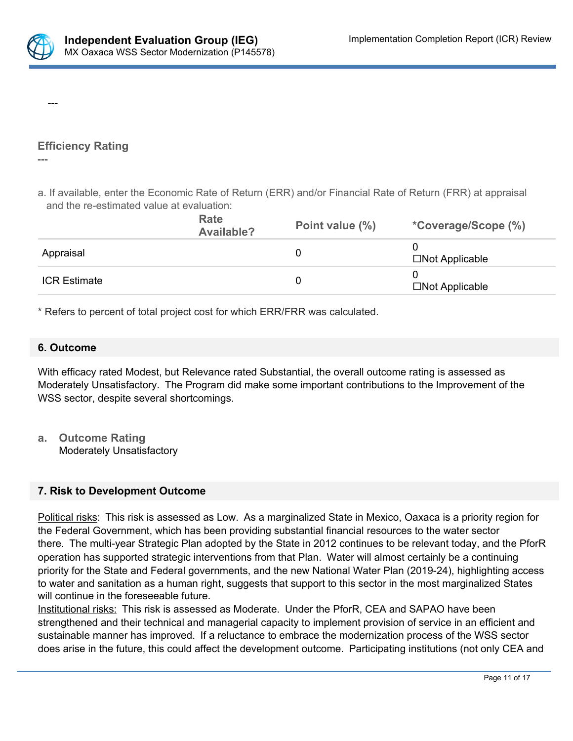---

### Efficiency Rating

---

a. If available, enter the Economic Rate of Return (ERR) and/or Financial Rate of Return (FRR) at appraisal and the re-estimated value at evaluation:

| | Rate Available? | Point value (%) | *Coverage/Scope (%) |
|---|---|---|---|
| Appraisal | | 0 | 0<br>☐Not Applicable |
| ICR Estimate | | 0 | 0<br>☐Not Applicable |

* Refers to percent of total project cost for which ERR/FRR was calculated.

## 6. Outcome

With efficacy rated Modest, but Relevance rated Substantial, the overall outcome rating is assessed as Moderately Unsatisfactory. The Program did make some important contributions to the Improvement of the WSS sector, despite several shortcomings.

**a. Outcome Rating**
Moderately Unsatisfactory

## 7. Risk to Development Outcome

Political risks: This risk is assessed as Low. As a marginalized State in Mexico, Oaxaca is a priority region for the Federal Government, which has been providing substantial financial resources to the water sector there. The multi-year Strategic Plan adopted by the State in 2012 continues to be relevant today, and the PforR operation has supported strategic interventions from that Plan. Water will almost certainly be a continuing priority for the State and Federal governments, and the new National Water Plan (2019-24), highlighting access to water and sanitation as a human right, suggests that support to this sector in the most marginalized States will continue in the foreseeable future.
Institutional risks: This risk is assessed as Moderate. Under the PforR, CEA and SAPAO have been strengthened and their technical and managerial capacity to implement provision of service in an efficient and sustainable manner has improved. If a reluctance to embrace the modernization process of the WSS sector does arise in the future, this could affect the development outcome. Participating institutions (not only CEA and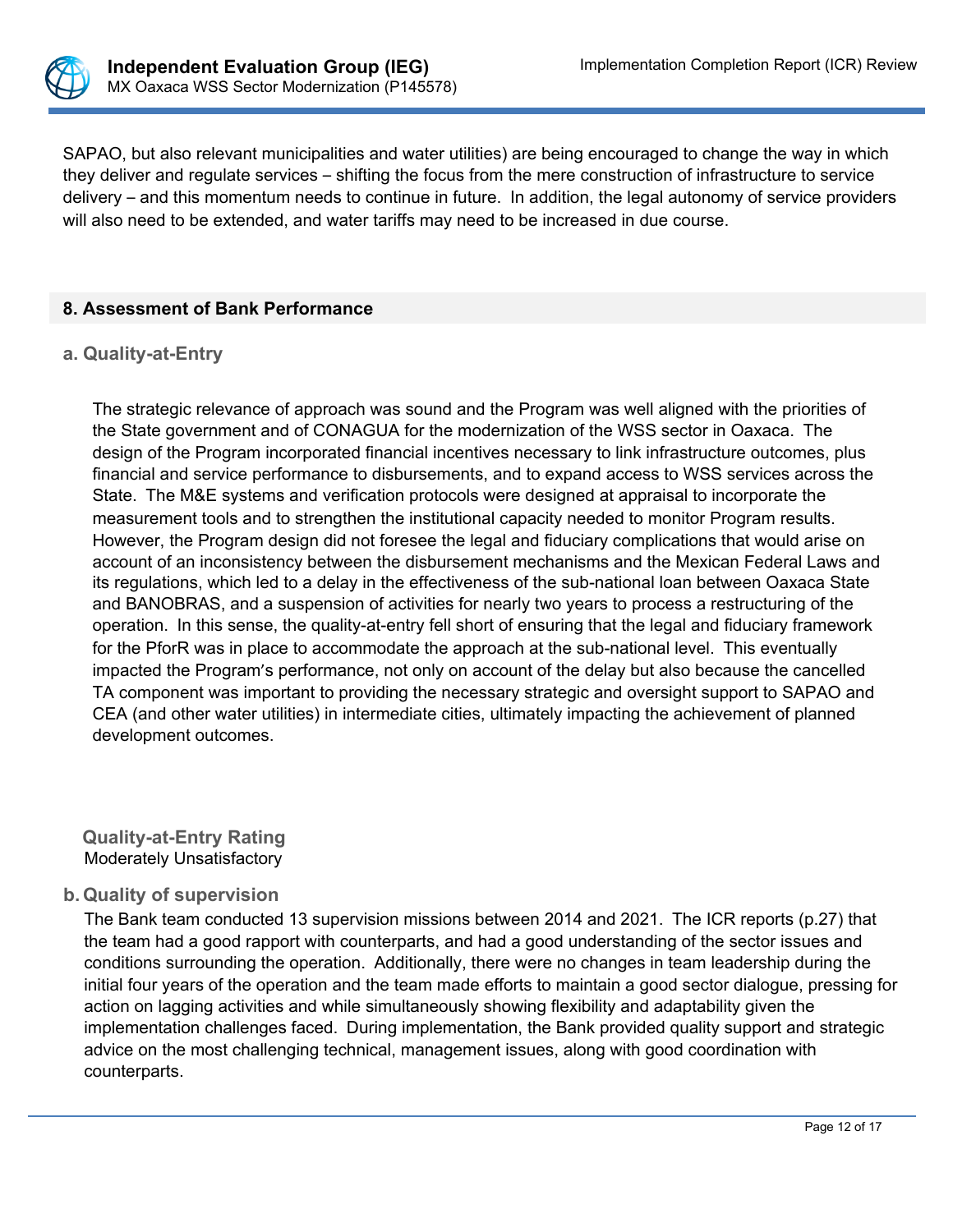SAPAO, but also relevant municipalities and water utilities) are being encouraged to change the way in which they deliver and regulate services – shifting the focus from the mere construction of infrastructure to service delivery – and this momentum needs to continue in future. In addition, the legal autonomy of service providers will also need to be extended, and water tariffs may need to be increased in due course.

## 8. Assessment of Bank Performance

### a. Quality-at-Entry

The strategic relevance of approach was sound and the Program was well aligned with the priorities of the State government and of CONAGUA for the modernization of the WSS sector in Oaxaca. The design of the Program incorporated financial incentives necessary to link infrastructure outcomes, plus financial and service performance to disbursements, and to expand access to WSS services across the State. The M&E systems and verification protocols were designed at appraisal to incorporate the measurement tools and to strengthen the institutional capacity needed to monitor Program results. However, the Program design did not foresee the legal and fiduciary complications that would arise on account of an inconsistency between the disbursement mechanisms and the Mexican Federal Laws and its regulations, which led to a delay in the effectiveness of the sub-national loan between Oaxaca State and BANOBRAS, and a suspension of activities for nearly two years to process a restructuring of the operation. In this sense, the quality-at-entry fell short of ensuring that the legal and fiduciary framework for the PforR was in place to accommodate the approach at the sub-national level. This eventually impacted the Program's performance, not only on account of the delay but also because the cancelled TA component was important to providing the necessary strategic and oversight support to SAPAO and CEA (and other water utilities) in intermediate cities, ultimately impacting the achievement of planned development outcomes.

**Quality-at-Entry Rating**
Moderately Unsatisfactory

### b. Quality of supervision

The Bank team conducted 13 supervision missions between 2014 and 2021. The ICR reports (p.27) that the team had a good rapport with counterparts, and had a good understanding of the sector issues and conditions surrounding the operation. Additionally, there were no changes in team leadership during the initial four years of the operation and the team made efforts to maintain a good sector dialogue, pressing for action on lagging activities and while simultaneously showing flexibility and adaptability given the implementation challenges faced. During implementation, the Bank provided quality support and strategic advice on the most challenging technical, management issues, along with good coordination with counterparts.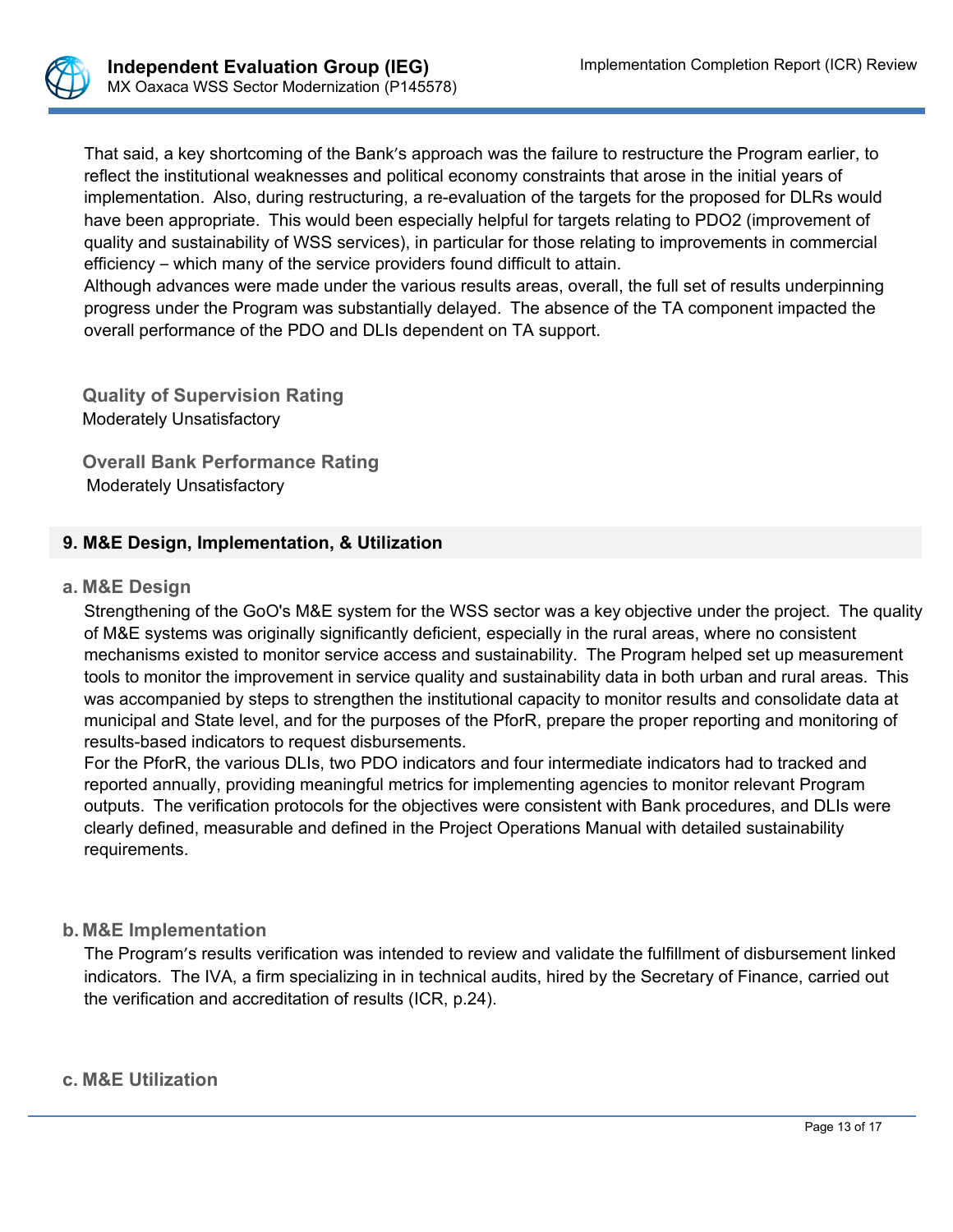That said, a key shortcoming of the Bank's approach was the failure to restructure the Program earlier, to reflect the institutional weaknesses and political economy constraints that arose in the initial years of implementation. Also, during restructuring, a re-evaluation of the targets for the proposed for DLRs would have been appropriate. This would been especially helpful for targets relating to PDO2 (improvement of quality and sustainability of WSS services), in particular for those relating to improvements in commercial efficiency – which many of the service providers found difficult to attain.
Although advances were made under the various results areas, overall, the full set of results underpinning progress under the Program was substantially delayed. The absence of the TA component impacted the overall performance of the PDO and DLIs dependent on TA support.

**Quality of Supervision Rating**
Moderately Unsatisfactory

**Overall Bank Performance Rating**
Moderately Unsatisfactory

## 9. M&E Design, Implementation, & Utilization

### a. M&E Design

Strengthening of the GoO's M&E system for the WSS sector was a key objective under the project. The quality of M&E systems was originally significantly deficient, especially in the rural areas, where no consistent mechanisms existed to monitor service access and sustainability. The Program helped set up measurement tools to monitor the improvement in service quality and sustainability data in both urban and rural areas. This was accompanied by steps to strengthen the institutional capacity to monitor results and consolidate data at municipal and State level, and for the purposes of the PforR, prepare the proper reporting and monitoring of results-based indicators to request disbursements.
For the PforR, the various DLIs, two PDO indicators and four intermediate indicators had to tracked and reported annually, providing meaningful metrics for implementing agencies to monitor relevant Program outputs. The verification protocols for the objectives were consistent with Bank procedures, and DLIs were clearly defined, measurable and defined in the Project Operations Manual with detailed sustainability requirements.

### b. M&E Implementation

The Program's results verification was intended to review and validate the fulfillment of disbursement linked indicators. The IVA, a firm specializing in in technical audits, hired by the Secretary of Finance, carried out the verification and accreditation of results (ICR, p.24).

### c. M&E Utilization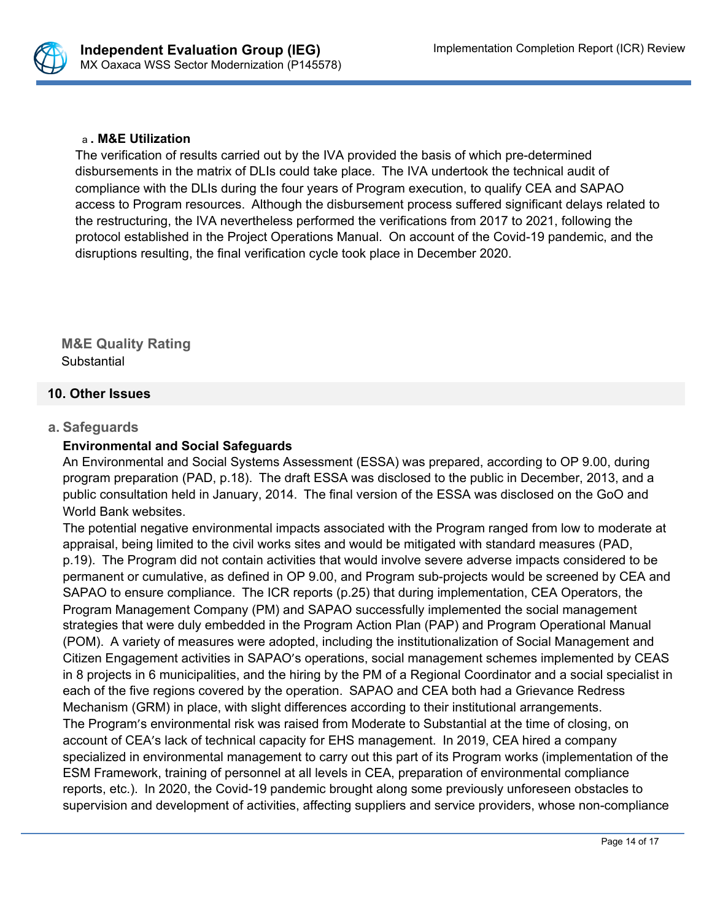### a. M&E Utilization

The verification of results carried out by the IVA provided the basis of which pre-determined disbursements in the matrix of DLIs could take place. The IVA undertook the technical audit of compliance with the DLIs during the four years of Program execution, to qualify CEA and SAPAO access to Program resources. Although the disbursement process suffered significant delays related to the restructuring, the IVA nevertheless performed the verifications from 2017 to 2021, following the protocol established in the Project Operations Manual. On account of the Covid-19 pandemic, and the disruptions resulting, the final verification cycle took place in December 2020.

**M&E Quality Rating**

Substantial

## 10. Other Issues

### a. Safeguards

**Environmental and Social Safeguards**

An Environmental and Social Systems Assessment (ESSA) was prepared, according to OP 9.00, during program preparation (PAD, p.18). The draft ESSA was disclosed to the public in December, 2013, and a public consultation held in January, 2014. The final version of the ESSA was disclosed on the GoO and World Bank websites.

The potential negative environmental impacts associated with the Program ranged from low to moderate at appraisal, being limited to the civil works sites and would be mitigated with standard measures (PAD, p.19). The Program did not contain activities that would involve severe adverse impacts considered to be permanent or cumulative, as defined in OP 9.00, and Program sub-projects would be screened by CEA and SAPAO to ensure compliance. The ICR reports (p.25) that during implementation, CEA Operators, the Program Management Company (PM) and SAPAO successfully implemented the social management strategies that were duly embedded in the Program Action Plan (PAP) and Program Operational Manual (POM). A variety of measures were adopted, including the institutionalization of Social Management and Citizen Engagement activities in SAPAO's operations, social management schemes implemented by CEAS in 8 projects in 6 municipalities, and the hiring by the PM of a Regional Coordinator and a social specialist in each of the five regions covered by the operation. SAPAO and CEA both had a Grievance Redress Mechanism (GRM) in place, with slight differences according to their institutional arrangements.

The Program's environmental risk was raised from Moderate to Substantial at the time of closing, on account of CEA's lack of technical capacity for EHS management. In 2019, CEA hired a company specialized in environmental management to carry out this part of its Program works (implementation of the ESM Framework, training of personnel at all levels in CEA, preparation of environmental compliance reports, etc.). In 2020, the Covid-19 pandemic brought along some previously unforeseen obstacles to supervision and development of activities, affecting suppliers and service providers, whose non-compliance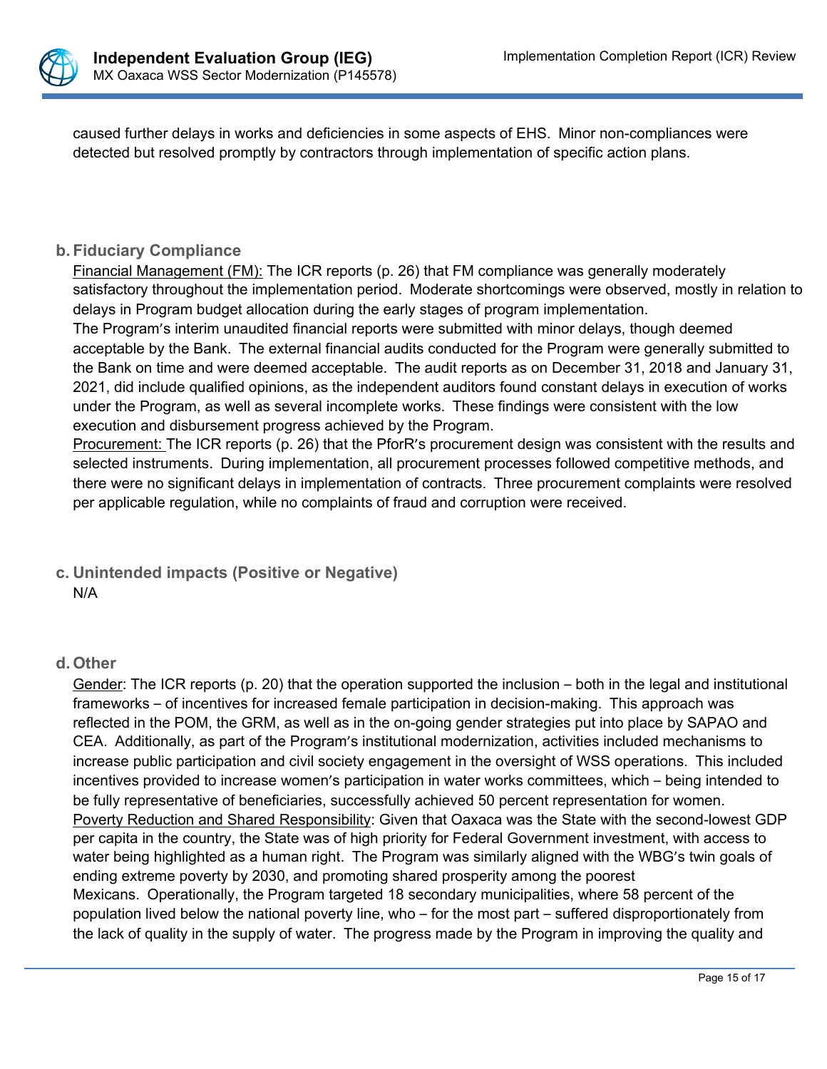caused further delays in works and deficiencies in some aspects of EHS. Minor non-compliances were detected but resolved promptly by contractors through implementation of specific action plans.

## b. Fiduciary Compliance

Financial Management (FM): The ICR reports (p. 26) that FM compliance was generally moderately satisfactory throughout the implementation period. Moderate shortcomings were observed, mostly in relation to delays in Program budget allocation during the early stages of program implementation.
The Program's interim unaudited financial reports were submitted with minor delays, though deemed acceptable by the Bank. The external financial audits conducted for the Program were generally submitted to the Bank on time and were deemed acceptable. The audit reports as on December 31, 2018 and January 31, 2021, did include qualified opinions, as the independent auditors found constant delays in execution of works under the Program, as well as several incomplete works. These findings were consistent with the low execution and disbursement progress achieved by the Program.
Procurement: The ICR reports (p. 26) that the PforR's procurement design was consistent with the results and selected instruments. During implementation, all procurement processes followed competitive methods, and there were no significant delays in implementation of contracts. Three procurement complaints were resolved per applicable regulation, while no complaints of fraud and corruption were received.

## c. Unintended impacts (Positive or Negative)

N/A

## d. Other

Gender: The ICR reports (p. 20) that the operation supported the inclusion – both in the legal and institutional frameworks – of incentives for increased female participation in decision-making. This approach was reflected in the POM, the GRM, as well as in the on-going gender strategies put into place by SAPAO and CEA. Additionally, as part of the Program's institutional modernization, activities included mechanisms to increase public participation and civil society engagement in the oversight of WSS operations. This included incentives provided to increase women's participation in water works committees, which – being intended to be fully representative of beneficiaries, successfully achieved 50 percent representation for women.
Poverty Reduction and Shared Responsibility: Given that Oaxaca was the State with the second-lowest GDP per capita in the country, the State was of high priority for Federal Government investment, with access to water being highlighted as a human right. The Program was similarly aligned with the WBG's twin goals of ending extreme poverty by 2030, and promoting shared prosperity among the poorest Mexicans. Operationally, the Program targeted 18 secondary municipalities, where 58 percent of the population lived below the national poverty line, who – for the most part – suffered disproportionately from the lack of quality in the supply of water. The progress made by the Program in improving the quality and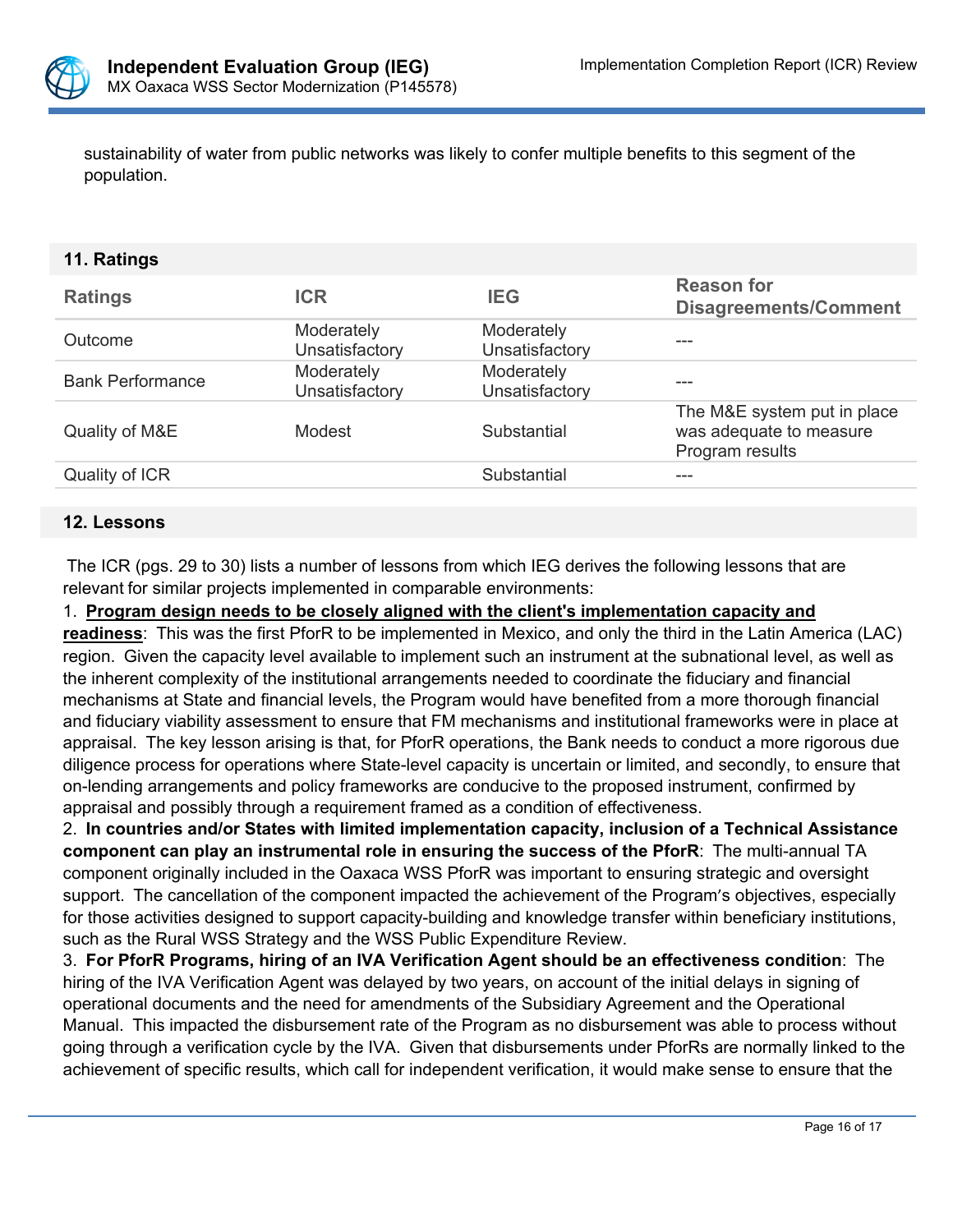sustainability of water from public networks was likely to confer multiple benefits to this segment of the population.

## 11. Ratings

| Ratings | ICR | IEG | Reason for Disagreements/Comment |
|---|---|---|---|
| Outcome | Moderately Unsatisfactory | Moderately Unsatisfactory | --- |
| Bank Performance | Moderately Unsatisfactory | Moderately Unsatisfactory | --- |
| Quality of M&E | Modest | Substantial | The M&E system put in place was adequate to measure Program results |
| Quality of ICR | | Substantial | --- |

## 12. Lessons

The ICR (pgs. 29 to 30) lists a number of lessons from which IEG derives the following lessons that are relevant for similar projects implemented in comparable environments:

1. **Program design needs to be closely aligned with the client's implementation capacity and readiness**: This was the first PforR to be implemented in Mexico, and only the third in the Latin America (LAC) region. Given the capacity level available to implement such an instrument at the subnational level, as well as the inherent complexity of the institutional arrangements needed to coordinate the fiduciary and financial mechanisms at State and financial levels, the Program would have benefited from a more thorough financial and fiduciary viability assessment to ensure that FM mechanisms and institutional frameworks were in place at appraisal. The key lesson arising is that, for PforR operations, the Bank needs to conduct a more rigorous due diligence process for operations where State-level capacity is uncertain or limited, and secondly, to ensure that on-lending arrangements and policy frameworks are conducive to the proposed instrument, confirmed by appraisal and possibly through a requirement framed as a condition of effectiveness.
2. **In countries and/or States with limited implementation capacity, inclusion of a Technical Assistance component can play an instrumental role in ensuring the success of the PforR**: The multi-annual TA component originally included in the Oaxaca WSS PforR was important to ensuring strategic and oversight support. The cancellation of the component impacted the achievement of the Program's objectives, especially for those activities designed to support capacity-building and knowledge transfer within beneficiary institutions, such as the Rural WSS Strategy and the WSS Public Expenditure Review.
3. **For PforR Programs, hiring of an IVA Verification Agent should be an effectiveness condition**: The hiring of the IVA Verification Agent was delayed by two years, on account of the initial delays in signing of operational documents and the need for amendments of the Subsidiary Agreement and the Operational Manual. This impacted the disbursement rate of the Program as no disbursement was able to process without going through a verification cycle by the IVA. Given that disbursements under PforRs are normally linked to the achievement of specific results, which call for independent verification, it would make sense to ensure that the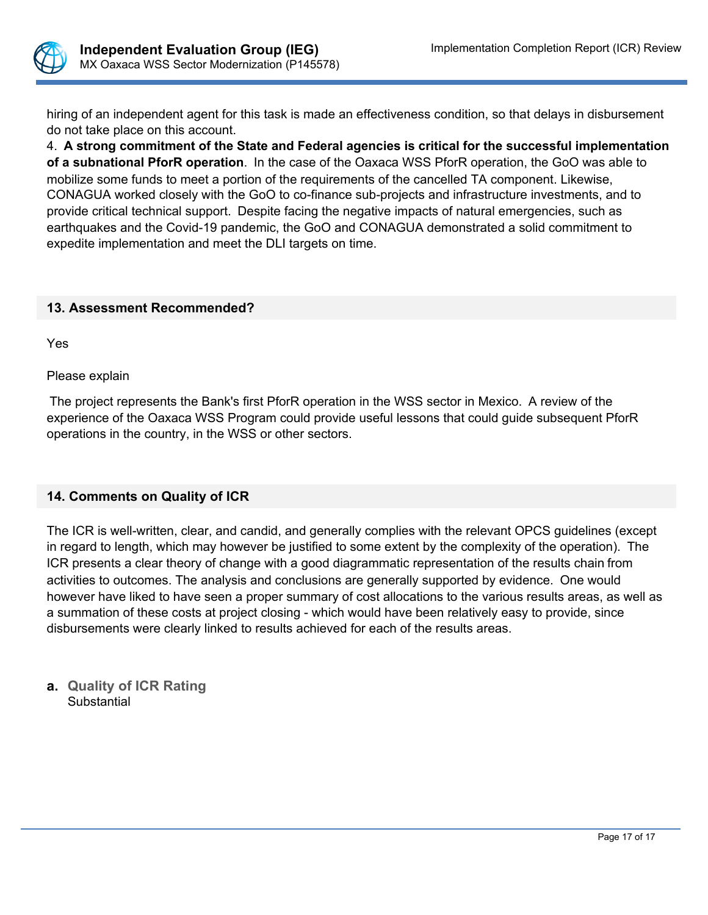hiring of an independent agent for this task is made an effectiveness condition, so that delays in disbursement do not take place on this account.

4. **A strong commitment of the State and Federal agencies is critical for the successful implementation of a subnational PforR operation**. In the case of the Oaxaca WSS PforR operation, the GoO was able to mobilize some funds to meet a portion of the requirements of the cancelled TA component. Likewise, CONAGUA worked closely with the GoO to co-finance sub-projects and infrastructure investments, and to provide critical technical support. Despite facing the negative impacts of natural emergencies, such as earthquakes and the Covid-19 pandemic, the GoO and CONAGUA demonstrated a solid commitment to expedite implementation and meet the DLI targets on time.

## 13. Assessment Recommended?

Yes

Please explain

The project represents the Bank's first PforR operation in the WSS sector in Mexico. A review of the experience of the Oaxaca WSS Program could provide useful lessons that could guide subsequent PforR operations in the country, in the WSS or other sectors.

## 14. Comments on Quality of ICR

The ICR is well-written, clear, and candid, and generally complies with the relevant OPCS guidelines (except in regard to length, which may however be justified to some extent by the complexity of the operation). The ICR presents a clear theory of change with a good diagrammatic representation of the results chain from activities to outcomes. The analysis and conclusions are generally supported by evidence. One would however have liked to have seen a proper summary of cost allocations to the various results areas, as well as a summation of these costs at project closing - which would have been relatively easy to provide, since disbursements were clearly linked to results achieved for each of the results areas.

**a. Quality of ICR Rating**

Substantial